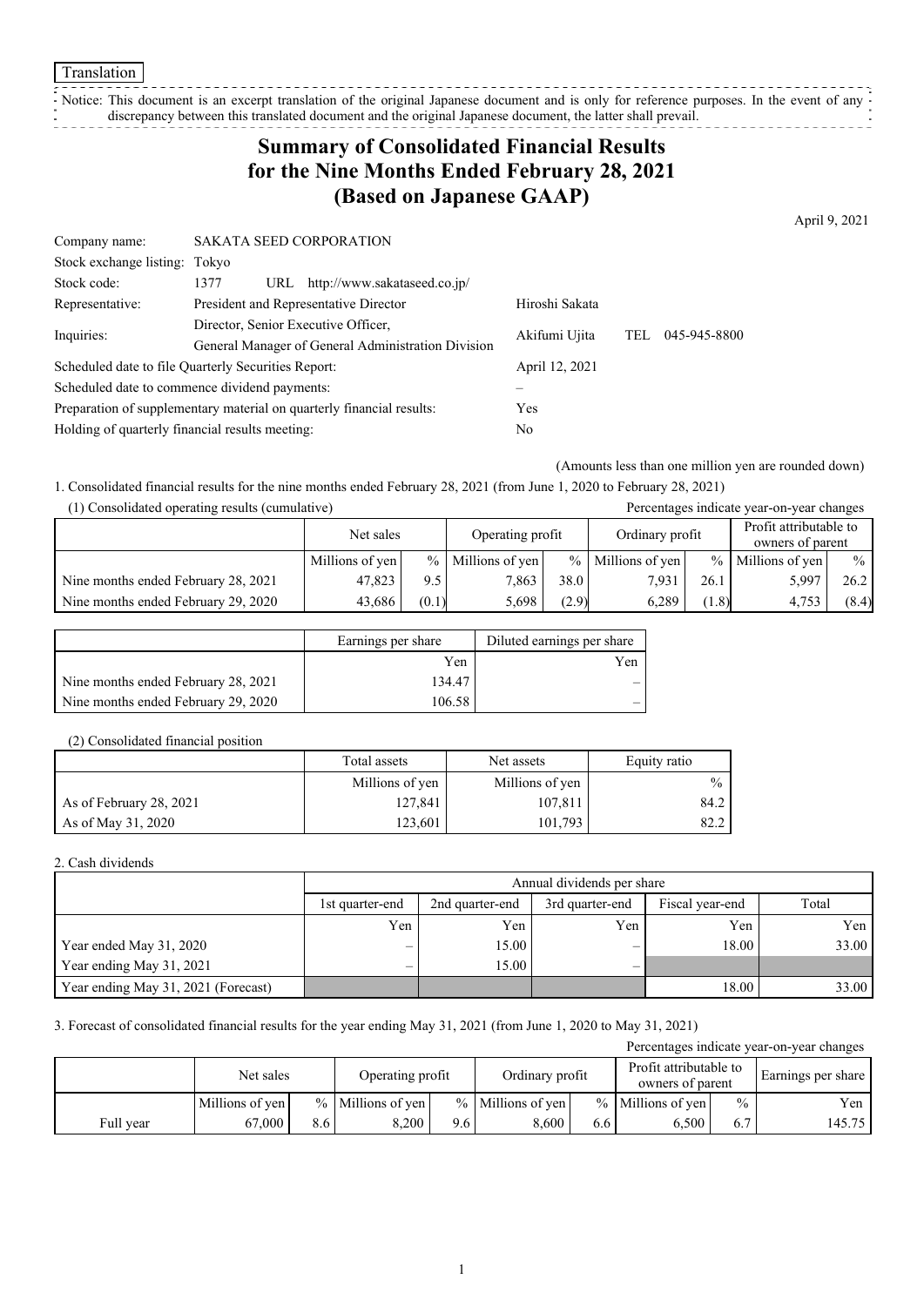Translation

Notice: This document is an excerpt translation of the original Japanese document and is only for reference purposes. In the event of any discrepancy between this translated document and the original Japanese document, the latter shall prevail.

# Summary of Consolidated Financial Results for the Nine Months Ended February 28, 2021 (Based on Japanese GAAP)

April 9, 2021

| | | |
|---|---|---|
| Company name: | SAKATA SEED CORPORATION | |
| Stock exchange listing: | Tokyo | |
| Stock code: | 1377 URL http://www.sakataseed.co.jp/ | |
| Representative: | President and Representative Director | Hiroshi Sakata |
| Inquiries: | Director, Senior Executive Officer, General Manager of General Administration Division | Akifumi Ujita TEL 045-945-8800 |
| Scheduled date to file Quarterly Securities Report: | | April 12, 2021 |
| Scheduled date to commence dividend payments: | | – |
| Preparation of supplementary material on quarterly financial results: | | Yes |
| Holding of quarterly financial results meeting: | | No |

(Amounts less than one million yen are rounded down)

1. Consolidated financial results for the nine months ended February 28, 2021 (from June 1, 2020 to February 28, 2021)

(1) Consolidated operating results (cumulative)

Percentages indicate year-on-year changes

| | Net sales | | Operating profit | | Ordinary profit | | Profit attributable to owners of parent | |
|---|---|---|---|---|---|---|---|---|
| | Millions of yen | % | Millions of yen | % | Millions of yen | % | Millions of yen | % |
| Nine months ended February 28, 2021 | 47,823 | 9.5 | 7,863 | 38.0 | 7,931 | 26.1 | 5,997 | 26.2 |
| Nine months ended February 29, 2020 | 43,686 | (0.1) | 5,698 | (2.9) | 6,289 | (1.8) | 4,753 | (8.4) |

| | Earnings per share | Diluted earnings per share |
|---|---|---|
| | Yen | Yen |
| Nine months ended February 28, 2021 | 134.47 | – |
| Nine months ended February 29, 2020 | 106.58 | – |

(2) Consolidated financial position

| | Total assets | Net assets | Equity ratio |
|---|---|---|---|
| | Millions of yen | Millions of yen | % |
| As of February 28, 2021 | 127,841 | 107,811 | 84.2 |
| As of May 31, 2020 | 123,601 | 101,793 | 82.2 |

2. Cash dividends

| | Annual dividends per share | | | | |
|---|---|---|---|---|---|
| | 1st quarter-end | 2nd quarter-end | 3rd quarter-end | Fiscal year-end | Total |
| | Yen | Yen | Yen | Yen | Yen |
| Year ended May 31, 2020 | – | 15.00 | – | 18.00 | 33.00 |
| Year ending May 31, 2021 | – | 15.00 | – | | |
| Year ending May 31, 2021 (Forecast) | | | | 18.00 | 33.00 |

3. Forecast of consolidated financial results for the year ending May 31, 2021 (from June 1, 2020 to May 31, 2021)

Percentages indicate year-on-year changes

| | Net sales | | Operating profit | | Ordinary profit | | Profit attributable to owners of parent | | Earnings per share |
|---|---|---|---|---|---|---|---|---|---|
| | Millions of yen | % | Millions of yen | % | Millions of yen | % | Millions of yen | % | Yen |
| Full year | 67,000 | 8.6 | 8,200 | 9.6 | 8,600 | 6.6 | 6,500 | 6.7 | 145.75 |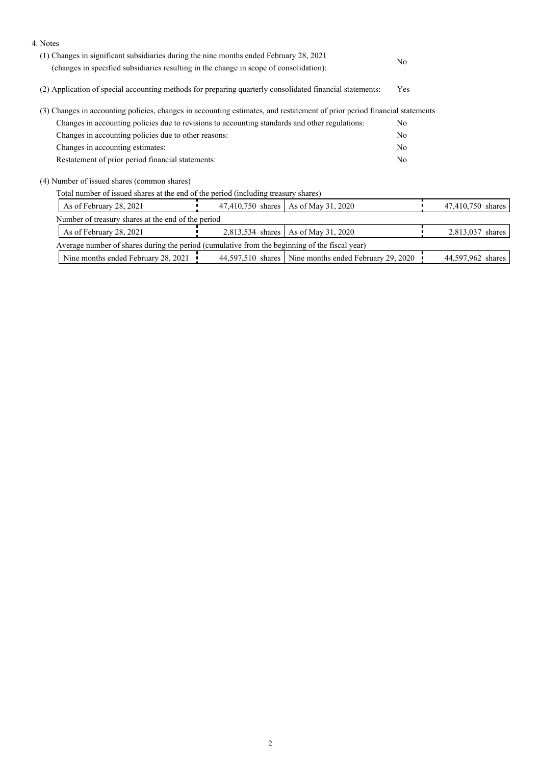4. Notes

(1) Changes in significant subsidiaries during the nine months ended February 28, 2021 (changes in specified subsidiaries resulting in the change in scope of consolidation): No

(2) Application of special accounting methods for preparing quarterly consolidated financial statements: Yes

(3) Changes in accounting policies, changes in accounting estimates, and restatement of prior period financial statements

| | |
|---|---|
| Changes in accounting policies due to revisions to accounting standards and other regulations: | No |
| Changes in accounting policies due to other reasons: | No |
| Changes in accounting estimates: | No |
| Restatement of prior period financial statements: | No |

(4) Number of issued shares (common shares)

Total number of issued shares at the end of the period (including treasury shares)

| | | | |
|---|---|---|---|
| As of February 28, 2021 | 47,410,750 shares | As of May 31, 2020 | 47,410,750 shares |

Number of treasury shares at the end of the period

| | | | |
|---|---|---|---|
| As of February 28, 2021 | 2,813,534 shares | As of May 31, 2020 | 2,813,037 shares |

Average number of shares during the period (cumulative from the beginning of the fiscal year)

| | | | |
|---|---|---|---|
| Nine months ended February 28, 2021 | 44,597,510 shares | Nine months ended February 29, 2020 | 44,597,962 shares |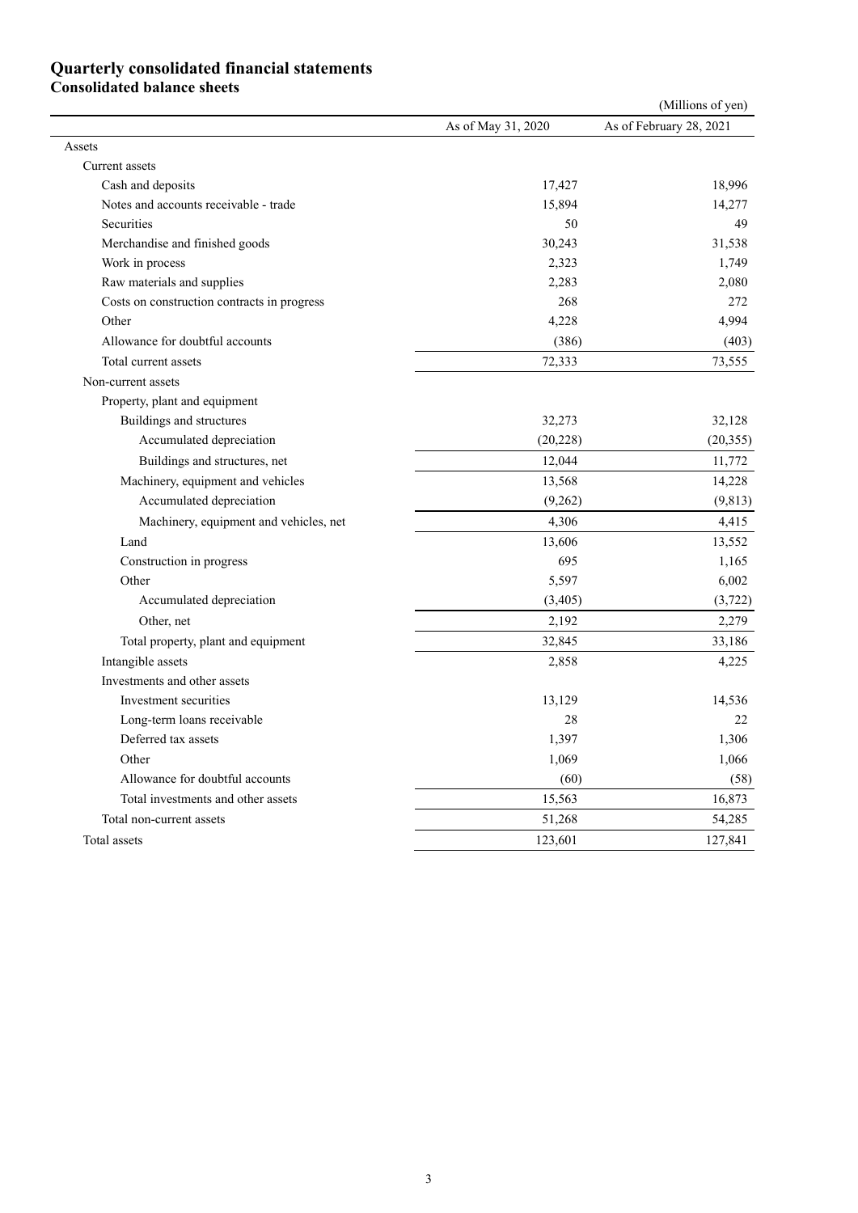# Quarterly consolidated financial statements

## Consolidated balance sheets

(Millions of yen)

| | As of May 31, 2020 | As of February 28, 2021 |
|---|---|---|
| Assets | | |
| Current assets | | |
| Cash and deposits | 17,427 | 18,996 |
| Notes and accounts receivable - trade | 15,894 | 14,277 |
| Securities | 50 | 49 |
| Merchandise and finished goods | 30,243 | 31,538 |
| Work in process | 2,323 | 1,749 |
| Raw materials and supplies | 2,283 | 2,080 |
| Costs on construction contracts in progress | 268 | 272 |
| Other | 4,228 | 4,994 |
| Allowance for doubtful accounts | (386) | (403) |
| Total current assets | 72,333 | 73,555 |
| Non-current assets | | |
| Property, plant and equipment | | |
| Buildings and structures | 32,273 | 32,128 |
| Accumulated depreciation | (20,228) | (20,355) |
| Buildings and structures, net | 12,044 | 11,772 |
| Machinery, equipment and vehicles | 13,568 | 14,228 |
| Accumulated depreciation | (9,262) | (9,813) |
| Machinery, equipment and vehicles, net | 4,306 | 4,415 |
| Land | 13,606 | 13,552 |
| Construction in progress | 695 | 1,165 |
| Other | 5,597 | 6,002 |
| Accumulated depreciation | (3,405) | (3,722) |
| Other, net | 2,192 | 2,279 |
| Total property, plant and equipment | 32,845 | 33,186 |
| Intangible assets | 2,858 | 4,225 |
| Investments and other assets | | |
| Investment securities | 13,129 | 14,536 |
| Long-term loans receivable | 28 | 22 |
| Deferred tax assets | 1,397 | 1,306 |
| Other | 1,069 | 1,066 |
| Allowance for doubtful accounts | (60) | (58) |
| Total investments and other assets | 15,563 | 16,873 |
| Total non-current assets | 51,268 | 54,285 |
| Total assets | 123,601 | 127,841 |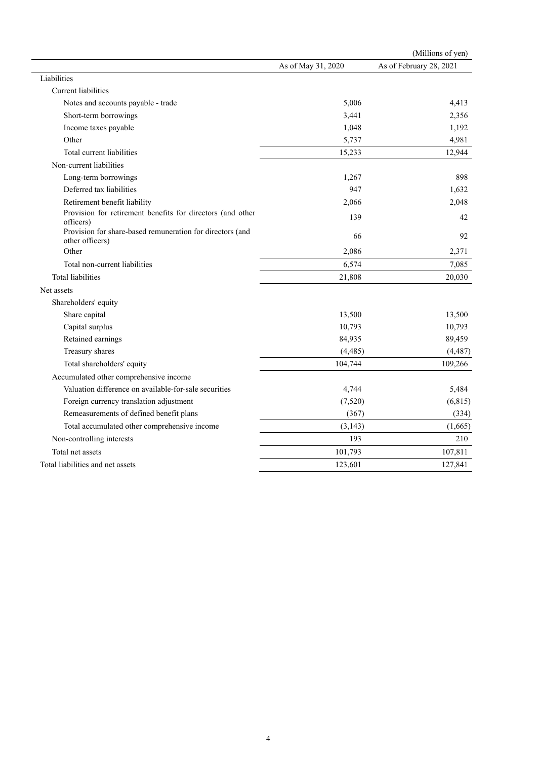(Millions of yen)

| | As of May 31, 2020 | As of February 28, 2021 |
|---|---|---|
| Liabilities | | |
| Current liabilities | | |
| Notes and accounts payable - trade | 5,006 | 4,413 |
| Short-term borrowings | 3,441 | 2,356 |
| Income taxes payable | 1,048 | 1,192 |
| Other | 5,737 | 4,981 |
| Total current liabilities | 15,233 | 12,944 |
| Non-current liabilities | | |
| Long-term borrowings | 1,267 | 898 |
| Deferred tax liabilities | 947 | 1,632 |
| Retirement benefit liability | 2,066 | 2,048 |
| Provision for retirement benefits for directors (and other officers) | 139 | 42 |
| Provision for share-based remuneration for directors (and other officers) | 66 | 92 |
| Other | 2,086 | 2,371 |
| Total non-current liabilities | 6,574 | 7,085 |
| Total liabilities | 21,808 | 20,030 |
| Net assets | | |
| Shareholders' equity | | |
| Share capital | 13,500 | 13,500 |
| Capital surplus | 10,793 | 10,793 |
| Retained earnings | 84,935 | 89,459 |
| Treasury shares | (4,485) | (4,487) |
| Total shareholders' equity | 104,744 | 109,266 |
| Accumulated other comprehensive income | | |
| Valuation difference on available-for-sale securities | 4,744 | 5,484 |
| Foreign currency translation adjustment | (7,520) | (6,815) |
| Remeasurements of defined benefit plans | (367) | (334) |
| Total accumulated other comprehensive income | (3,143) | (1,665) |
| Non-controlling interests | 193 | 210 |
| Total net assets | 101,793 | 107,811 |
| Total liabilities and net assets | 123,601 | 127,841 |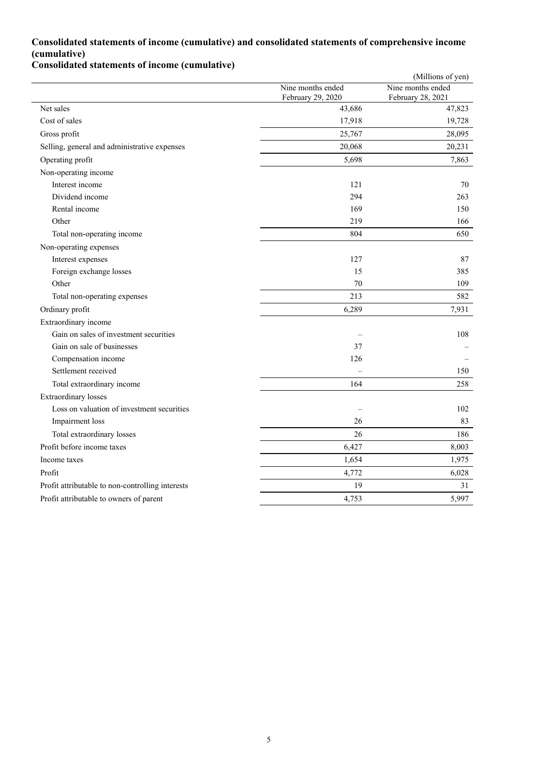## Consolidated statements of income (cumulative) and consolidated statements of comprehensive income (cumulative)

### Consolidated statements of income (cumulative)

(Millions of yen)

| | Nine months ended February 29, 2020 | Nine months ended February 28, 2021 |
|---|---|---|
| Net sales | 43,686 | 47,823 |
| Cost of sales | 17,918 | 19,728 |
| Gross profit | 25,767 | 28,095 |
| Selling, general and administrative expenses | 20,068 | 20,231 |
| Operating profit | 5,698 | 7,863 |
| Non-operating income | | |
| Interest income | 121 | 70 |
| Dividend income | 294 | 263 |
| Rental income | 169 | 150 |
| Other | 219 | 166 |
| Total non-operating income | 804 | 650 |
| Non-operating expenses | | |
| Interest expenses | 127 | 87 |
| Foreign exchange losses | 15 | 385 |
| Other | 70 | 109 |
| Total non-operating expenses | 213 | 582 |
| Ordinary profit | 6,289 | 7,931 |
| Extraordinary income | | |
| Gain on sales of investment securities | – | 108 |
| Gain on sale of businesses | 37 | – |
| Compensation income | 126 | – |
| Settlement received | – | 150 |
| Total extraordinary income | 164 | 258 |
| Extraordinary losses | | |
| Loss on valuation of investment securities | – | 102 |
| Impairment loss | 26 | 83 |
| Total extraordinary losses | 26 | 186 |
| Profit before income taxes | 6,427 | 8,003 |
| Income taxes | 1,654 | 1,975 |
| Profit | 4,772 | 6,028 |
| Profit attributable to non-controlling interests | 19 | 31 |
| Profit attributable to owners of parent | 4,753 | 5,997 |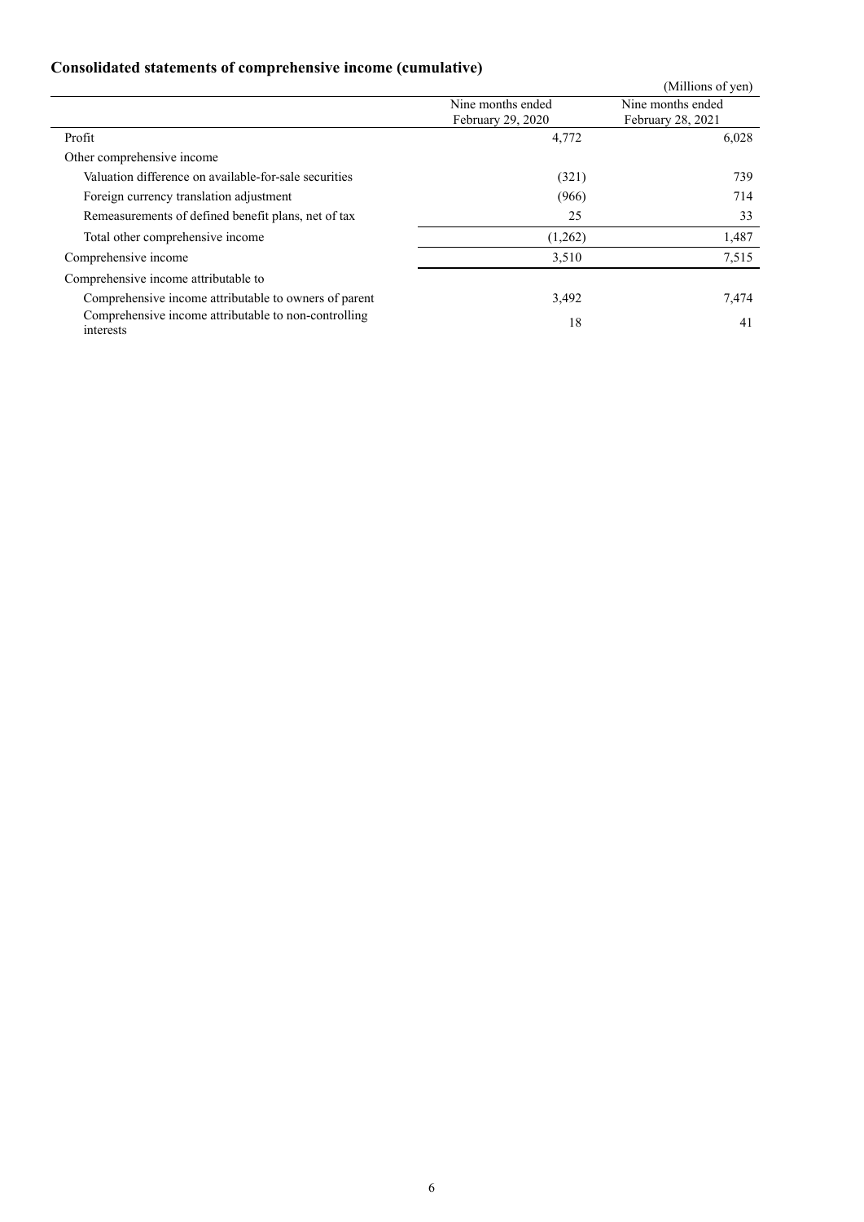## Consolidated statements of comprehensive income (cumulative)

(Millions of yen)

| | Nine months ended February 29, 2020 | Nine months ended February 28, 2021 |
|---|---|---|
| Profit | 4,772 | 6,028 |
| Other comprehensive income | | |
| Valuation difference on available-for-sale securities | (321) | 739 |
| Foreign currency translation adjustment | (966) | 714 |
| Remeasurements of defined benefit plans, net of tax | 25 | 33 |
| Total other comprehensive income | (1,262) | 1,487 |
| Comprehensive income | 3,510 | 7,515 |
| Comprehensive income attributable to | | |
| Comprehensive income attributable to owners of parent | 3,492 | 7,474 |
| Comprehensive income attributable to non-controlling interests | 18 | 41 |